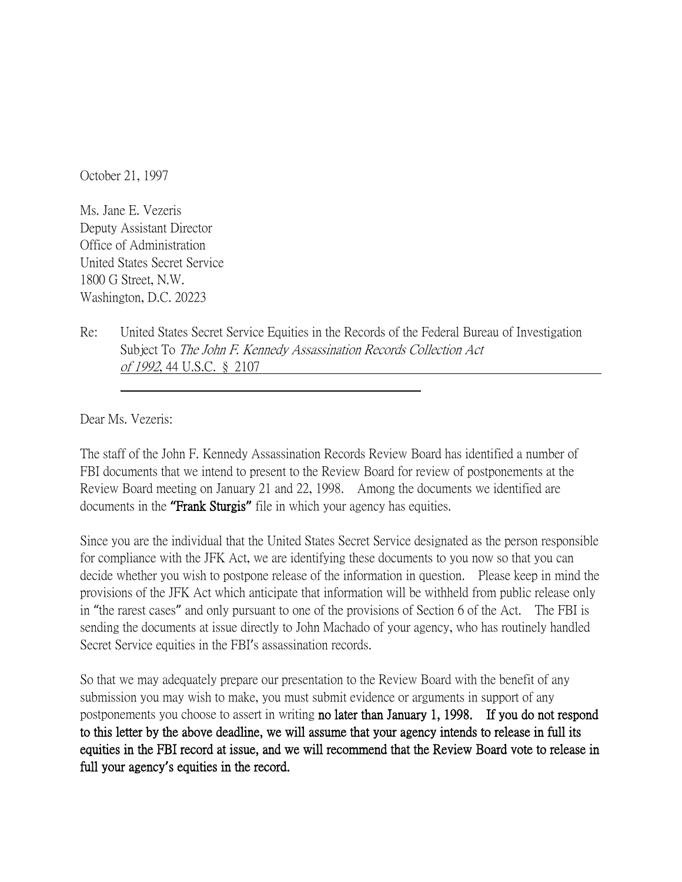October 21, 1997

Ms. Jane E. Vezeris
Deputy Assistant Director
Office of Administration
United States Secret Service
1800 G Street, N.W.
Washington, D.C. 20223

Re: United States Secret Service Equities in the Records of the Federal Bureau of Investigation Subject To *The John F. Kennedy Assassination Records Collection Act of 1992*, 44 U.S.C. § 2107

Dear Ms. Vezeris:

The staff of the John F. Kennedy Assassination Records Review Board has identified a number of FBI documents that we intend to present to the Review Board for review of postponements at the Review Board meeting on January 21 and 22, 1998. Among the documents we identified are documents in the **"Frank Sturgis"** file in which your agency has equities.

Since you are the individual that the United States Secret Service designated as the person responsible for compliance with the JFK Act, we are identifying these documents to you now so that you can decide whether you wish to postpone release of the information in question. Please keep in mind the provisions of the JFK Act which anticipate that information will be withheld from public release only in "the rarest cases" and only pursuant to one of the provisions of Section 6 of the Act. The FBI is sending the documents at issue directly to John Machado of your agency, who has routinely handled Secret Service equities in the FBI's assassination records.

So that we may adequately prepare our presentation to the Review Board with the benefit of any submission you may wish to make, you must submit evidence or arguments in support of any postponements you choose to assert in writing **no later than January 1, 1998. If you do not respond to this letter by the above deadline, we will assume that your agency intends to release in full its equities in the FBI record at issue, and we will recommend that the Review Board vote to release in full your agency's equities in the record.**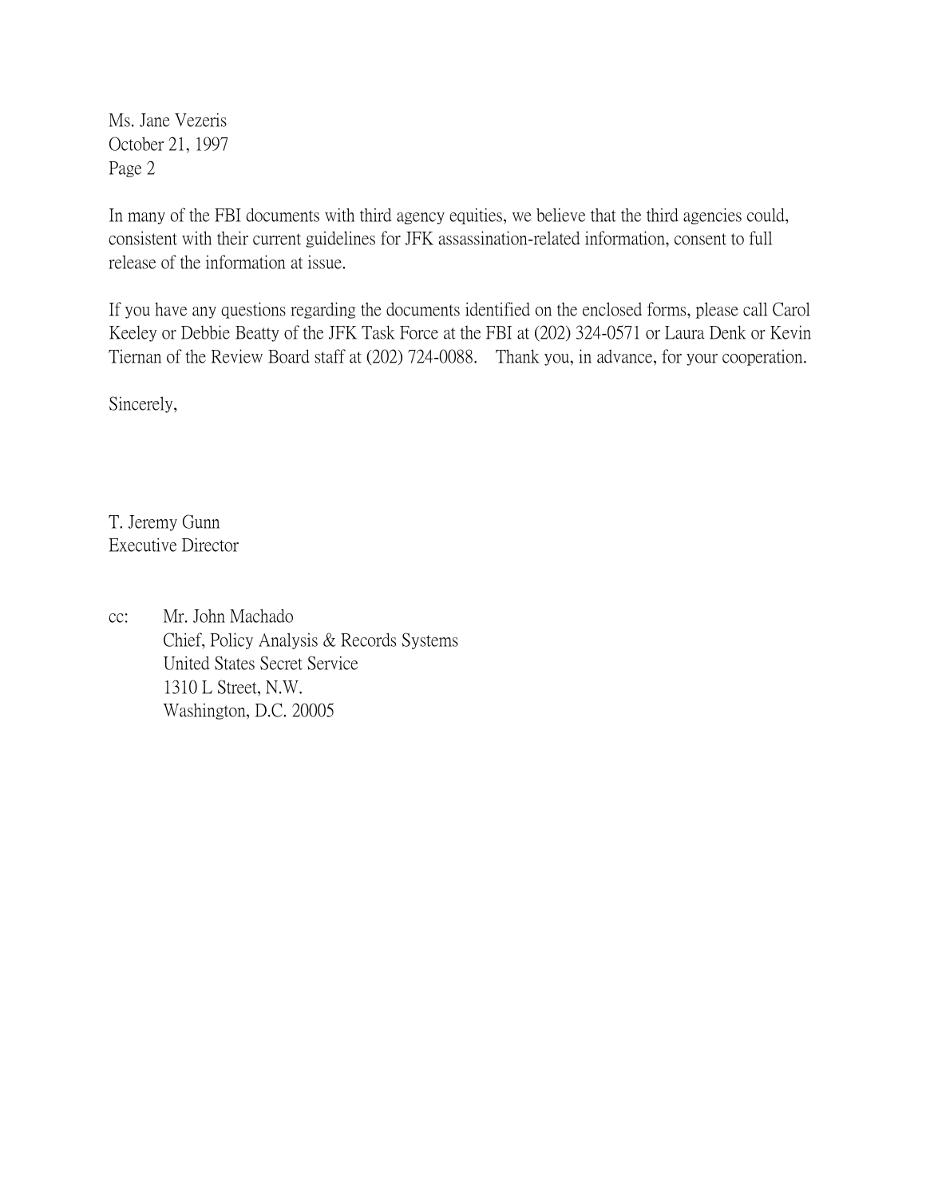Ms. Jane Vezeris
October 21, 1997
Page 2

In many of the FBI documents with third agency equities, we believe that the third agencies could, consistent with their current guidelines for JFK assassination-related information, consent to full release of the information at issue.

If you have any questions regarding the documents identified on the enclosed forms, please call Carol Keeley or Debbie Beatty of the JFK Task Force at the FBI at (202) 324-0571 or Laura Denk or Kevin Tiernan of the Review Board staff at (202) 724-0088. Thank you, in advance, for your cooperation.

Sincerely,

T. Jeremy Gunn
Executive Director

cc: Mr. John Machado
Chief, Policy Analysis & Records Systems
United States Secret Service
1310 L Street, N.W.
Washington, D.C. 20005